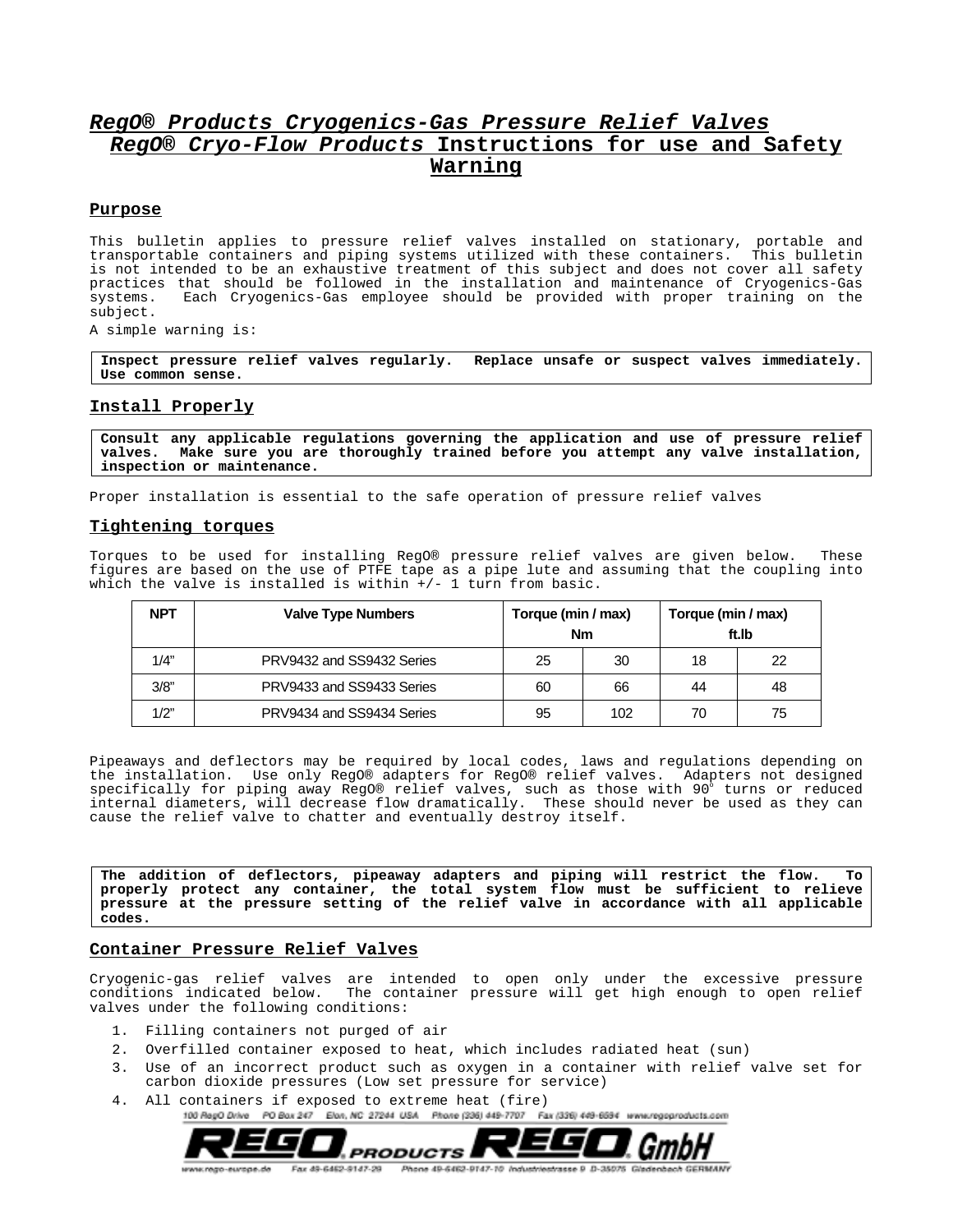# ***RegO® Products Cryogenics-Gas Pressure Relief Valves RegO® Cryo-Flow Products* Instructions for use and Safety Warning**

## Purpose

This bulletin applies to pressure relief valves installed on stationary, portable and transportable containers and piping systems utilized with these containers. This bulletin is not intended to be an exhaustive treatment of this subject and does not cover all safety practices that should be followed in the installation and maintenance of Cryogenics-Gas systems. Each Cryogenics-Gas employee should be provided with proper training on the subject.

A simple warning is:

**Inspect pressure relief valves regularly. Replace unsafe or suspect valves immediately. Use common sense.**

## Install Properly

**Consult any applicable regulations governing the application and use of pressure relief valves. Make sure you are thoroughly trained before you attempt any valve installation, inspection or maintenance.**

Proper installation is essential to the safe operation of pressure relief valves

## Tightening torques

Torques to be used for installing RegO® pressure relief valves are given below. These figures are based on the use of PTFE tape as a pipe lute and assuming that the coupling into which the valve is installed is within +/- 1 turn from basic.

| NPT | Valve Type Numbers | Torque (min / max) Nm | | Torque (min / max) ft.lb | |
|---|---|---|---|---|---|
| 1/4" | PRV9432 and SS9432 Series | 25 | 30 | 18 | 22 |
| 3/8" | PRV9433 and SS9433 Series | 60 | 66 | 44 | 48 |
| 1/2" | PRV9434 and SS9434 Series | 95 | 102 | 70 | 75 |

Pipeaways and deflectors may be required by local codes, laws and regulations depending on the installation. Use only RegO® adapters for RegO® relief valves. Adapters not designed specifically for piping away RegO® relief valves, such as those with 90° turns or reduced internal diameters, will decrease flow dramatically. These should never be used as they can cause the relief valve to chatter and eventually destroy itself.

**The addition of deflectors, pipeaway adapters and piping will restrict the flow. To properly protect any container, the total system flow must be sufficient to relieve pressure at the pressure setting of the relief valve in accordance with all applicable codes.**

## Container Pressure Relief Valves

Cryogenic-gas relief valves are intended to open only under the excessive pressure conditions indicated below. The container pressure will get high enough to open relief valves under the following conditions:

1. Filling containers not purged of air
2. Overfilled container exposed to heat, which includes radiated heat (sun)
3. Use of an incorrect product such as oxygen in a container with relief valve set for carbon dioxide pressures (Low set pressure for service)
4. All containers if exposed to extreme heat (fire)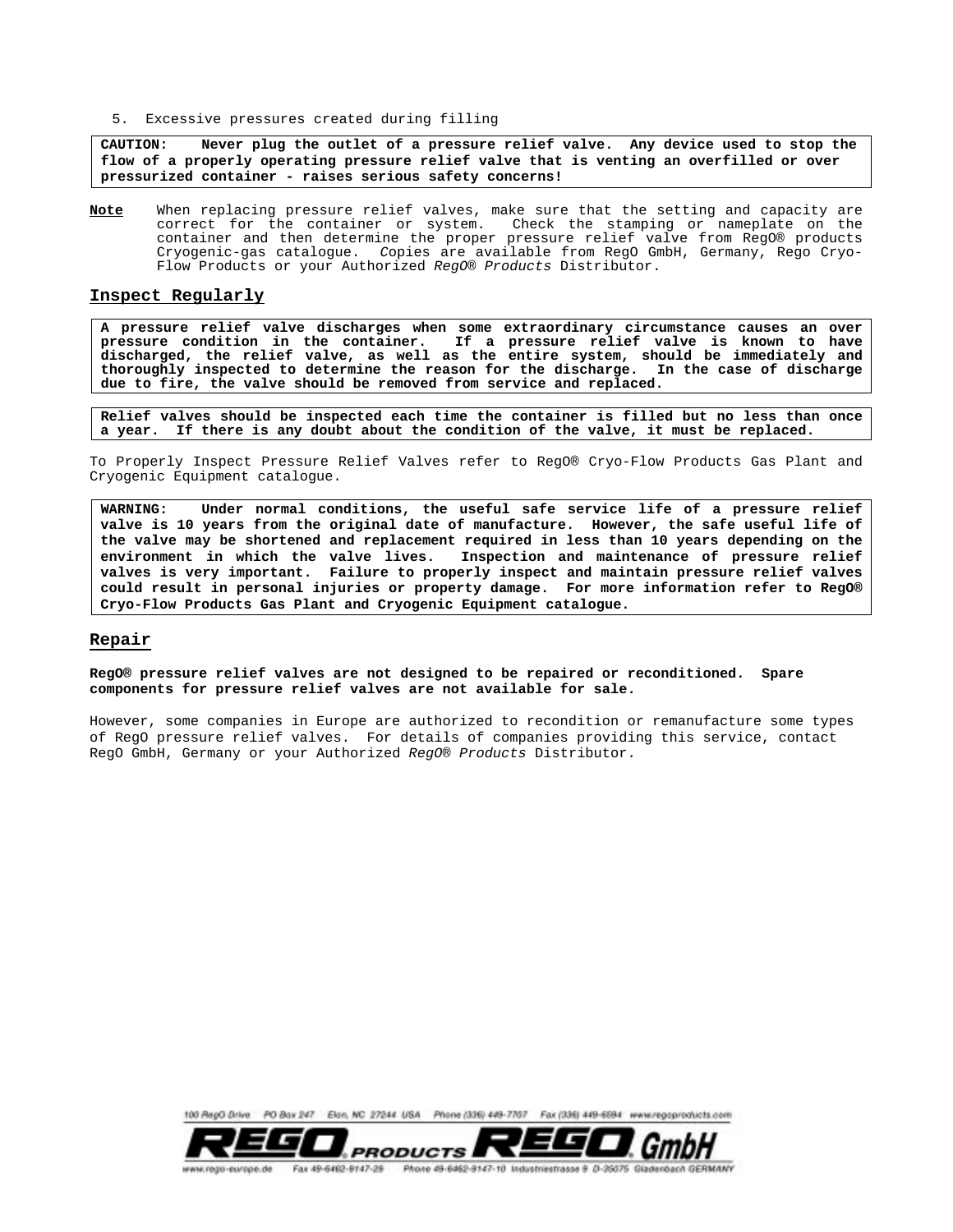5. Excessive pressures created during filling

**CAUTION: Never plug the outlet of a pressure relief valve. Any device used to stop the flow of a properly operating pressure relief valve that is venting an overfilled or over pressurized container - raises serious safety concerns!**

**Note** When replacing pressure relief valves, make sure that the setting and capacity are correct for the container or system. Check the stamping or nameplate on the container and then determine the proper pressure relief valve from RegO® products Cryogenic-gas catalogue. Copies are available from RegO GmbH, Germany, Rego Cryo-Flow Products or your Authorized *RegO® Products* Distributor.

## Inspect Regularly

**A pressure relief valve discharges when some extraordinary circumstance causes an over pressure condition in the container. If a pressure relief valve is known to have discharged, the relief valve, as well as the entire system, should be immediately and thoroughly inspected to determine the reason for the discharge. In the case of discharge due to fire, the valve should be removed from service and replaced.**

**Relief valves should be inspected each time the container is filled but no less than once a year. If there is any doubt about the condition of the valve, it must be replaced.**

To Properly Inspect Pressure Relief Valves refer to RegO® Cryo-Flow Products Gas Plant and Cryogenic Equipment catalogue.

**WARNING: Under normal conditions, the useful safe service life of a pressure relief valve is 10 years from the original date of manufacture. However, the safe useful life of the valve may be shortened and replacement required in less than 10 years depending on the environment in which the valve lives. Inspection and maintenance of pressure relief valves is very important. Failure to properly inspect and maintain pressure relief valves could result in personal injuries or property damage. For more information refer to RegO® Cryo-Flow Products Gas Plant and Cryogenic Equipment catalogue.**

## Repair

**RegO® pressure relief valves are not designed to be repaired or reconditioned. Spare components for pressure relief valves are not available for sale.**

However, some companies in Europe are authorized to recondition or remanufacture some types of RegO pressure relief valves. For details of companies providing this service, contact RegO GmbH, Germany or your Authorized *RegO® Products* Distributor.

100 RegO Drive PO Box 247 Elon, NC 27244 USA Phone (336) 449-7707 Fax (336) 449-6594 www.regoproducts.com

REGO PRODUCTS REGO GmbH

www.rego-europe.de Fax 49-6462-9147-29 Phone 49-6462-9147-10 Industriestrasse 9 D-35075 Gladenbach GERMANY